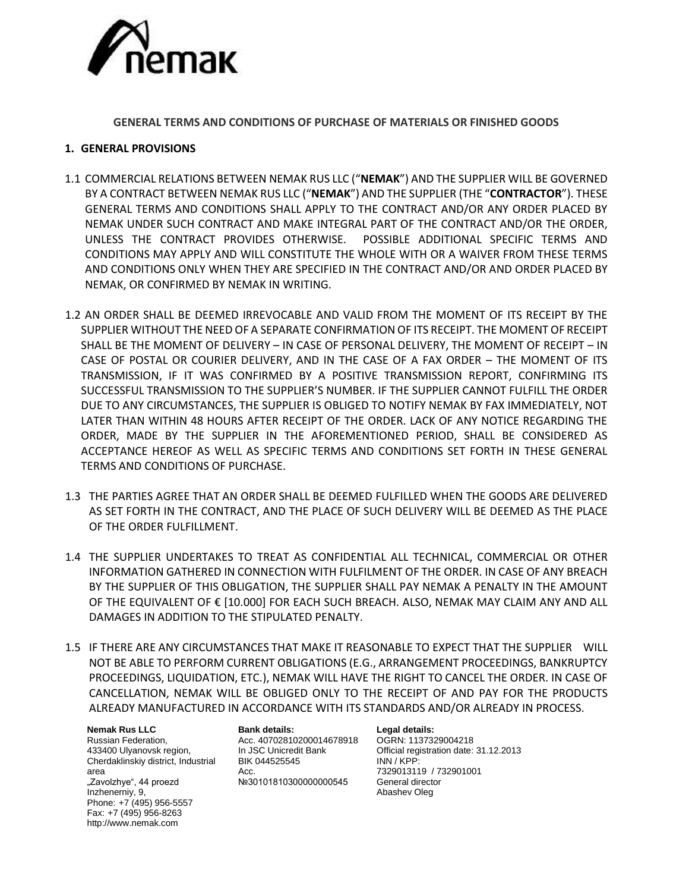# GENERAL TERMS AND CONDITIONS OF PURCHASE OF MATERIALS OR FINISHED GOODS

## 1. GENERAL PROVISIONS

1.1 COMMERCIAL RELATIONS BETWEEN NEMAK RUS LLC ("**NEMAK**") AND THE SUPPLIER WILL BE GOVERNED BY A CONTRACT BETWEEN NEMAK RUS LLC ("**NEMAK**") AND THE SUPPLIER (THE "**CONTRACTOR**"). THESE GENERAL TERMS AND CONDITIONS SHALL APPLY TO THE CONTRACT AND/OR ANY ORDER PLACED BY NEMAK UNDER SUCH CONTRACT AND MAKE INTEGRAL PART OF THE CONTRACT AND/OR THE ORDER, UNLESS THE CONTRACT PROVIDES OTHERWISE. POSSIBLE ADDITIONAL SPECIFIC TERMS AND CONDITIONS MAY APPLY AND WILL CONSTITUTE THE WHOLE WITH OR A WAIVER FROM THESE TERMS AND CONDITIONS ONLY WHEN THEY ARE SPECIFIED IN THE CONTRACT AND/OR AND ORDER PLACED BY NEMAK, OR CONFIRMED BY NEMAK IN WRITING.

1.2 AN ORDER SHALL BE DEEMED IRREVOCABLE AND VALID FROM THE MOMENT OF ITS RECEIPT BY THE SUPPLIER WITHOUT THE NEED OF A SEPARATE CONFIRMATION OF ITS RECEIPT. THE MOMENT OF RECEIPT SHALL BE THE MOMENT OF DELIVERY – IN CASE OF PERSONAL DELIVERY, THE MOMENT OF RECEIPT – IN CASE OF POSTAL OR COURIER DELIVERY, AND IN THE CASE OF A FAX ORDER – THE MOMENT OF ITS TRANSMISSION, IF IT WAS CONFIRMED BY A POSITIVE TRANSMISSION REPORT, CONFIRMING ITS SUCCESSFUL TRANSMISSION TO THE SUPPLIER'S NUMBER. IF THE SUPPLIER CANNOT FULFILL THE ORDER DUE TO ANY CIRCUMSTANCES, THE SUPPLIER IS OBLIGED TO NOTIFY NEMAK BY FAX IMMEDIATELY, NOT LATER THAN WITHIN 48 HOURS AFTER RECEIPT OF THE ORDER. LACK OF ANY NOTICE REGARDING THE ORDER, MADE BY THE SUPPLIER IN THE AFOREMENTIONED PERIOD, SHALL BE CONSIDERED AS ACCEPTANCE HEREOF AS WELL AS SPECIFIC TERMS AND CONDITIONS SET FORTH IN THESE GENERAL TERMS AND CONDITIONS OF PURCHASE.

1.3 THE PARTIES AGREE THAT AN ORDER SHALL BE DEEMED FULFILLED WHEN THE GOODS ARE DELIVERED AS SET FORTH IN THE CONTRACT, AND THE PLACE OF SUCH DELIVERY WILL BE DEEMED AS THE PLACE OF THE ORDER FULFILLMENT.

1.4 THE SUPPLIER UNDERTAKES TO TREAT AS CONFIDENTIAL ALL TECHNICAL, COMMERCIAL OR OTHER INFORMATION GATHERED IN CONNECTION WITH FULFILMENT OF THE ORDER. IN CASE OF ANY BREACH BY THE SUPPLIER OF THIS OBLIGATION, THE SUPPLIER SHALL PAY NEMAK A PENALTY IN THE AMOUNT OF THE EQUIVALENT OF € [10.000] FOR EACH SUCH BREACH. ALSO, NEMAK MAY CLAIM ANY AND ALL DAMAGES IN ADDITION TO THE STIPULATED PENALTY.

1.5 IF THERE ARE ANY CIRCUMSTANCES THAT MAKE IT REASONABLE TO EXPECT THAT THE SUPPLIER WILL NOT BE ABLE TO PERFORM CURRENT OBLIGATIONS (E.G., ARRANGEMENT PROCEEDINGS, BANKRUPTCY PROCEEDINGS, LIQUIDATION, ETC.), NEMAK WILL HAVE THE RIGHT TO CANCEL THE ORDER. IN CASE OF CANCELLATION, NEMAK WILL BE OBLIGED ONLY TO THE RECEIPT OF AND PAY FOR THE PRODUCTS ALREADY MANUFACTURED IN ACCORDANCE WITH ITS STANDARDS AND/OR ALREADY IN PROCESS.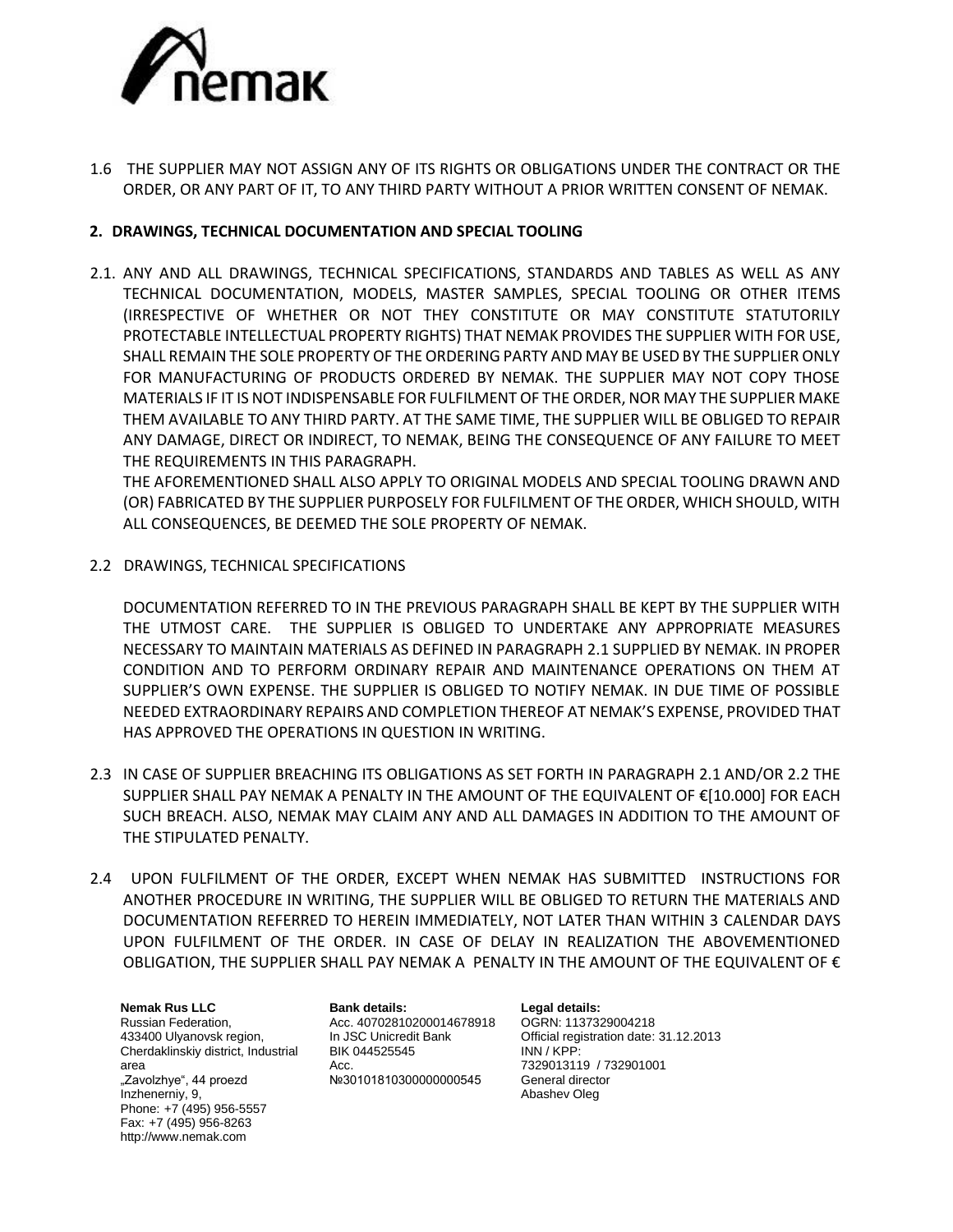1.6 THE SUPPLIER MAY NOT ASSIGN ANY OF ITS RIGHTS OR OBLIGATIONS UNDER THE CONTRACT OR THE ORDER, OR ANY PART OF IT, TO ANY THIRD PARTY WITHOUT A PRIOR WRITTEN CONSENT OF NEMAK.

## 2. DRAWINGS, TECHNICAL DOCUMENTATION AND SPECIAL TOOLING

2.1. ANY AND ALL DRAWINGS, TECHNICAL SPECIFICATIONS, STANDARDS AND TABLES AS WELL AS ANY TECHNICAL DOCUMENTATION, MODELS, MASTER SAMPLES, SPECIAL TOOLING OR OTHER ITEMS (IRRESPECTIVE OF WHETHER OR NOT THEY CONSTITUTE OR MAY CONSTITUTE STATUTORILY PROTECTABLE INTELLECTUAL PROPERTY RIGHTS) THAT NEMAK PROVIDES THE SUPPLIER WITH FOR USE, SHALL REMAIN THE SOLE PROPERTY OF THE ORDERING PARTY AND MAY BE USED BY THE SUPPLIER ONLY FOR MANUFACTURING OF PRODUCTS ORDERED BY NEMAK. THE SUPPLIER MAY NOT COPY THOSE MATERIALS IF IT IS NOT INDISPENSABLE FOR FULFILMENT OF THE ORDER, NOR MAY THE SUPPLIER MAKE THEM AVAILABLE TO ANY THIRD PARTY. AT THE SAME TIME, THE SUPPLIER WILL BE OBLIGED TO REPAIR ANY DAMAGE, DIRECT OR INDIRECT, TO NEMAK, BEING THE CONSEQUENCE OF ANY FAILURE TO MEET THE REQUIREMENTS IN THIS PARAGRAPH.
THE AFOREMENTIONED SHALL ALSO APPLY TO ORIGINAL MODELS AND SPECIAL TOOLING DRAWN AND (OR) FABRICATED BY THE SUPPLIER PURPOSELY FOR FULFILMENT OF THE ORDER, WHICH SHOULD, WITH ALL CONSEQUENCES, BE DEEMED THE SOLE PROPERTY OF NEMAK.

2.2 DRAWINGS, TECHNICAL SPECIFICATIONS

DOCUMENTATION REFERRED TO IN THE PREVIOUS PARAGRAPH SHALL BE KEPT BY THE SUPPLIER WITH THE UTMOST CARE. THE SUPPLIER IS OBLIGED TO UNDERTAKE ANY APPROPRIATE MEASURES NECESSARY TO MAINTAIN MATERIALS AS DEFINED IN PARAGRAPH 2.1 SUPPLIED BY NEMAK. IN PROPER CONDITION AND TO PERFORM ORDINARY REPAIR AND MAINTENANCE OPERATIONS ON THEM AT SUPPLIER'S OWN EXPENSE. THE SUPPLIER IS OBLIGED TO NOTIFY NEMAK. IN DUE TIME OF POSSIBLE NEEDED EXTRAORDINARY REPAIRS AND COMPLETION THEREOF AT NEMAK'S EXPENSE, PROVIDED THAT HAS APPROVED THE OPERATIONS IN QUESTION IN WRITING.

2.3 IN CASE OF SUPPLIER BREACHING ITS OBLIGATIONS AS SET FORTH IN PARAGRAPH 2.1 AND/OR 2.2 THE SUPPLIER SHALL PAY NEMAK A PENALTY IN THE AMOUNT OF THE EQUIVALENT OF €[10.000] FOR EACH SUCH BREACH. ALSO, NEMAK MAY CLAIM ANY AND ALL DAMAGES IN ADDITION TO THE AMOUNT OF THE STIPULATED PENALTY.

2.4 UPON FULFILMENT OF THE ORDER, EXCEPT WHEN NEMAK HAS SUBMITTED INSTRUCTIONS FOR ANOTHER PROCEDURE IN WRITING, THE SUPPLIER WILL BE OBLIGED TO RETURN THE MATERIALS AND DOCUMENTATION REFERRED TO HEREIN IMMEDIATELY, NOT LATER THAN WITHIN 3 CALENDAR DAYS UPON FULFILMENT OF THE ORDER. IN CASE OF DELAY IN REALIZATION THE ABOVEMENTIONED OBLIGATION, THE SUPPLIER SHALL PAY NEMAK A PENALTY IN THE AMOUNT OF THE EQUIVALENT OF €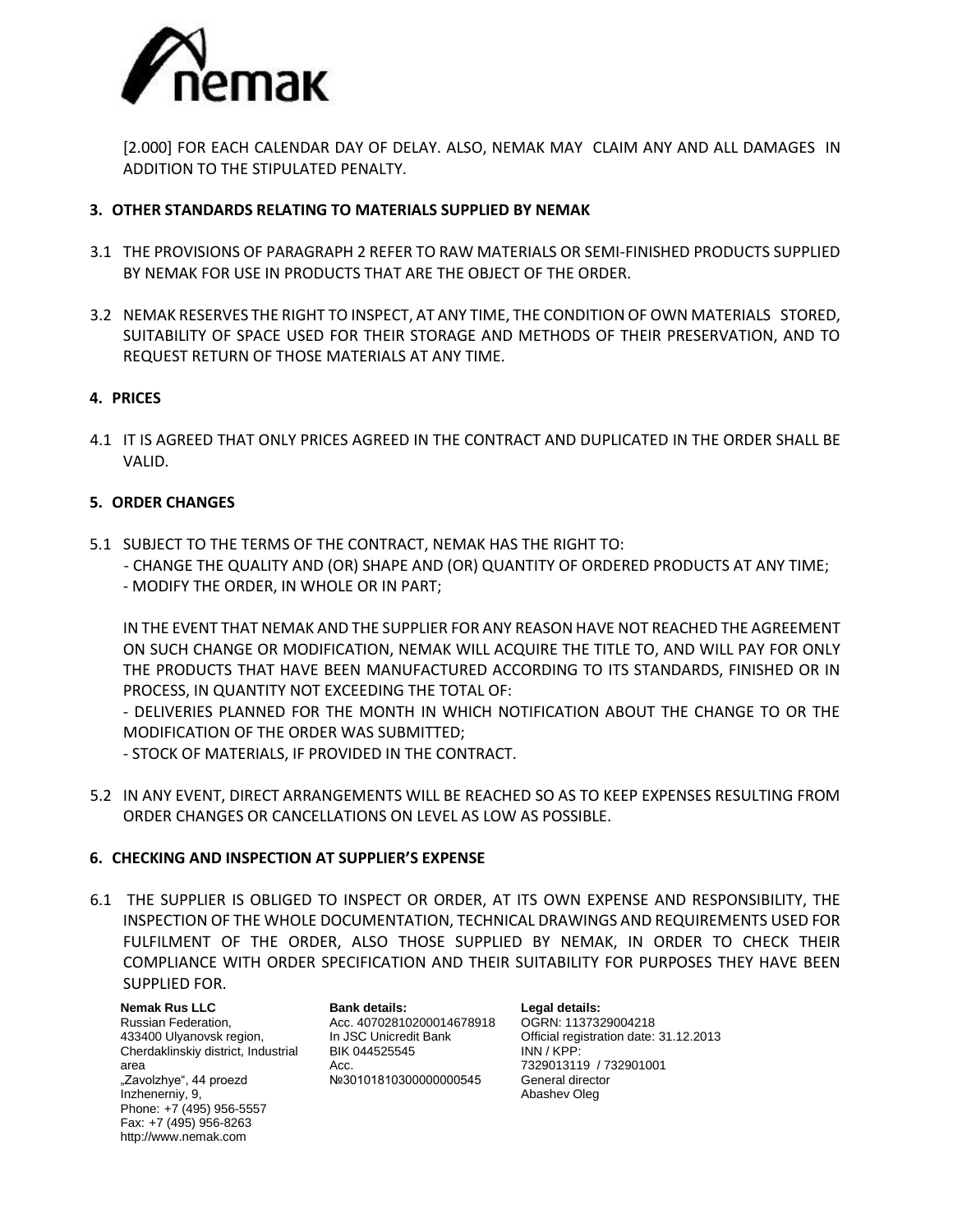[2.000] FOR EACH CALENDAR DAY OF DELAY. ALSO, NEMAK MAY CLAIM ANY AND ALL DAMAGES IN ADDITION TO THE STIPULATED PENALTY.

## 3. OTHER STANDARDS RELATING TO MATERIALS SUPPLIED BY NEMAK

3.1 THE PROVISIONS OF PARAGRAPH 2 REFER TO RAW MATERIALS OR SEMI-FINISHED PRODUCTS SUPPLIED BY NEMAK FOR USE IN PRODUCTS THAT ARE THE OBJECT OF THE ORDER.

3.2 NEMAK RESERVES THE RIGHT TO INSPECT, AT ANY TIME, THE CONDITION OF OWN MATERIALS STORED, SUITABILITY OF SPACE USED FOR THEIR STORAGE AND METHODS OF THEIR PRESERVATION, AND TO REQUEST RETURN OF THOSE MATERIALS AT ANY TIME.

## 4. PRICES

4.1 IT IS AGREED THAT ONLY PRICES AGREED IN THE CONTRACT AND DUPLICATED IN THE ORDER SHALL BE VALID.

## 5. ORDER CHANGES

5.1 SUBJECT TO THE TERMS OF THE CONTRACT, NEMAK HAS THE RIGHT TO:
- CHANGE THE QUALITY AND (OR) SHAPE AND (OR) QUANTITY OF ORDERED PRODUCTS AT ANY TIME;
- MODIFY THE ORDER, IN WHOLE OR IN PART;

IN THE EVENT THAT NEMAK AND THE SUPPLIER FOR ANY REASON HAVE NOT REACHED THE AGREEMENT ON SUCH CHANGE OR MODIFICATION, NEMAK WILL ACQUIRE THE TITLE TO, AND WILL PAY FOR ONLY THE PRODUCTS THAT HAVE BEEN MANUFACTURED ACCORDING TO ITS STANDARDS, FINISHED OR IN PROCESS, IN QUANTITY NOT EXCEEDING THE TOTAL OF:
- DELIVERIES PLANNED FOR THE MONTH IN WHICH NOTIFICATION ABOUT THE CHANGE TO OR THE MODIFICATION OF THE ORDER WAS SUBMITTED;
- STOCK OF MATERIALS, IF PROVIDED IN THE CONTRACT.

5.2 IN ANY EVENT, DIRECT ARRANGEMENTS WILL BE REACHED SO AS TO KEEP EXPENSES RESULTING FROM ORDER CHANGES OR CANCELLATIONS ON LEVEL AS LOW AS POSSIBLE.

## 6. CHECKING AND INSPECTION AT SUPPLIER'S EXPENSE

6.1 THE SUPPLIER IS OBLIGED TO INSPECT OR ORDER, AT ITS OWN EXPENSE AND RESPONSIBILITY, THE INSPECTION OF THE WHOLE DOCUMENTATION, TECHNICAL DRAWINGS AND REQUIREMENTS USED FOR FULFILMENT OF THE ORDER, ALSO THOSE SUPPLIED BY NEMAK, IN ORDER TO CHECK THEIR COMPLIANCE WITH ORDER SPECIFICATION AND THEIR SUITABILITY FOR PURPOSES THEY HAVE BEEN SUPPLIED FOR.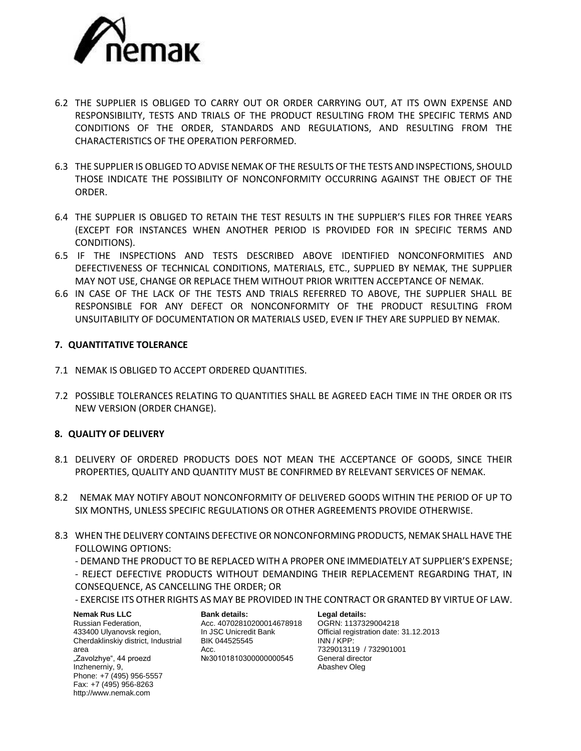6.2 THE SUPPLIER IS OBLIGED TO CARRY OUT OR ORDER CARRYING OUT, AT ITS OWN EXPENSE AND RESPONSIBILITY, TESTS AND TRIALS OF THE PRODUCT RESULTING FROM THE SPECIFIC TERMS AND CONDITIONS OF THE ORDER, STANDARDS AND REGULATIONS, AND RESULTING FROM THE CHARACTERISTICS OF THE OPERATION PERFORMED.

6.3 THE SUPPLIER IS OBLIGED TO ADVISE NEMAK OF THE RESULTS OF THE TESTS AND INSPECTIONS, SHOULD THOSE INDICATE THE POSSIBILITY OF NONCONFORMITY OCCURRING AGAINST THE OBJECT OF THE ORDER.

6.4 THE SUPPLIER IS OBLIGED TO RETAIN THE TEST RESULTS IN THE SUPPLIER'S FILES FOR THREE YEARS (EXCEPT FOR INSTANCES WHEN ANOTHER PERIOD IS PROVIDED FOR IN SPECIFIC TERMS AND CONDITIONS).

6.5 IF THE INSPECTIONS AND TESTS DESCRIBED ABOVE IDENTIFIED NONCONFORMITIES AND DEFECTIVENESS OF TECHNICAL CONDITIONS, MATERIALS, ETC., SUPPLIED BY NEMAK, THE SUPPLIER MAY NOT USE, CHANGE OR REPLACE THEM WITHOUT PRIOR WRITTEN ACCEPTANCE OF NEMAK.

6.6 IN CASE OF THE LACK OF THE TESTS AND TRIALS REFERRED TO ABOVE, THE SUPPLIER SHALL BE RESPONSIBLE FOR ANY DEFECT OR NONCONFORMITY OF THE PRODUCT RESULTING FROM UNSUITABILITY OF DOCUMENTATION OR MATERIALS USED, EVEN IF THEY ARE SUPPLIED BY NEMAK.

## 7. QUANTITATIVE TOLERANCE

7.1 NEMAK IS OBLIGED TO ACCEPT ORDERED QUANTITIES.

7.2 POSSIBLE TOLERANCES RELATING TO QUANTITIES SHALL BE AGREED EACH TIME IN THE ORDER OR ITS NEW VERSION (ORDER CHANGE).

## 8. QUALITY OF DELIVERY

8.1 DELIVERY OF ORDERED PRODUCTS DOES NOT MEAN THE ACCEPTANCE OF GOODS, SINCE THEIR PROPERTIES, QUALITY AND QUANTITY MUST BE CONFIRMED BY RELEVANT SERVICES OF NEMAK.

8.2 NEMAK MAY NOTIFY ABOUT NONCONFORMITY OF DELIVERED GOODS WITHIN THE PERIOD OF UP TO SIX MONTHS, UNLESS SPECIFIC REGULATIONS OR OTHER AGREEMENTS PROVIDE OTHERWISE.

8.3 WHEN THE DELIVERY CONTAINS DEFECTIVE OR NONCONFORMING PRODUCTS, NEMAK SHALL HAVE THE FOLLOWING OPTIONS:

- DEMAND THE PRODUCT TO BE REPLACED WITH A PROPER ONE IMMEDIATELY AT SUPPLIER'S EXPENSE;
- REJECT DEFECTIVE PRODUCTS WITHOUT DEMANDING THEIR REPLACEMENT REGARDING THAT, IN CONSEQUENCE, AS CANCELLING THE ORDER; OR
- EXERCISE ITS OTHER RIGHTS AS MAY BE PROVIDED IN THE CONTRACT OR GRANTED BY VIRTUE OF LAW.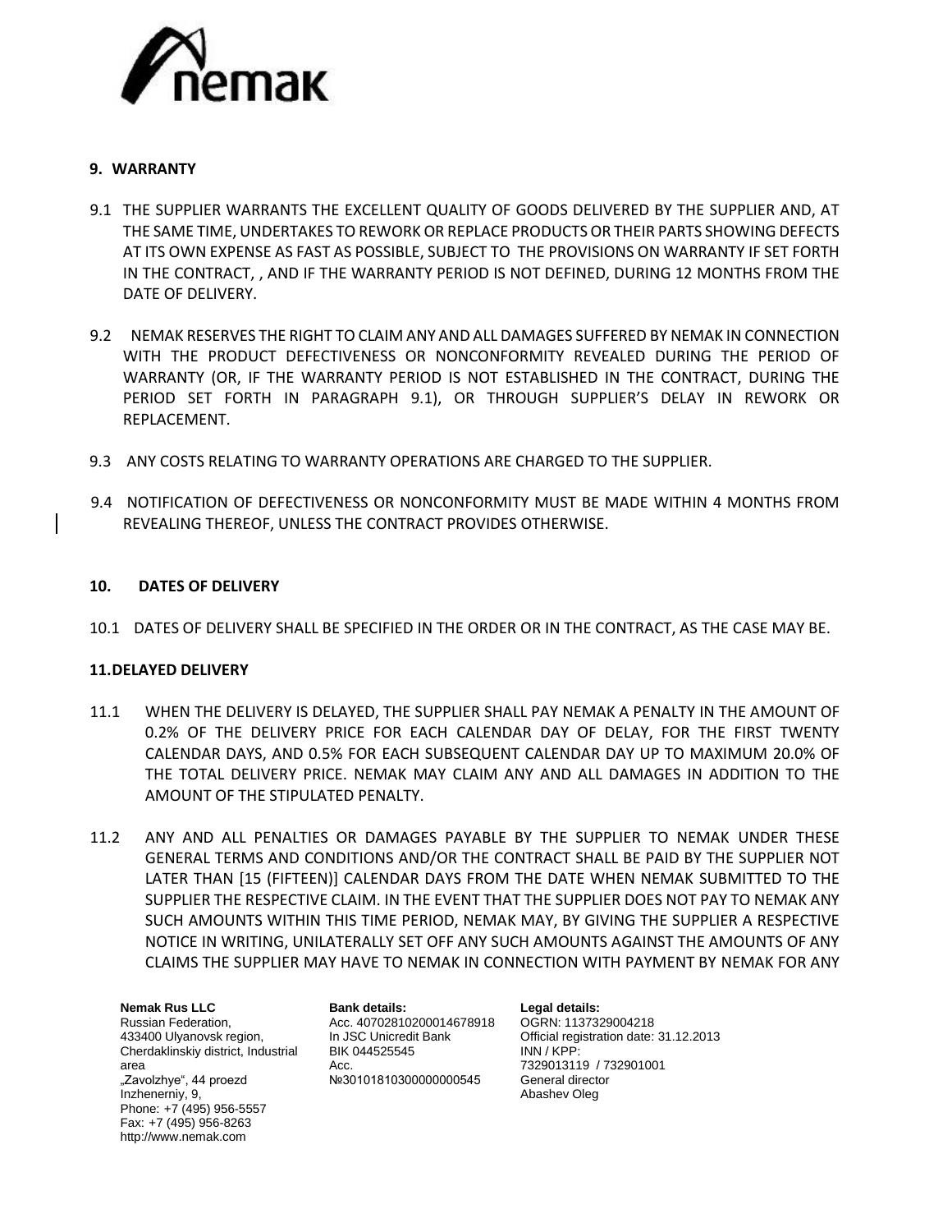## 9. WARRANTY

9.1 THE SUPPLIER WARRANTS THE EXCELLENT QUALITY OF GOODS DELIVERED BY THE SUPPLIER AND, AT THE SAME TIME, UNDERTAKES TO REWORK OR REPLACE PRODUCTS OR THEIR PARTS SHOWING DEFECTS AT ITS OWN EXPENSE AS FAST AS POSSIBLE, SUBJECT TO THE PROVISIONS ON WARRANTY IF SET FORTH IN THE CONTRACT, , AND IF THE WARRANTY PERIOD IS NOT DEFINED, DURING 12 MONTHS FROM THE DATE OF DELIVERY.

9.2 NEMAK RESERVES THE RIGHT TO CLAIM ANY AND ALL DAMAGES SUFFERED BY NEMAK IN CONNECTION WITH THE PRODUCT DEFECTIVENESS OR NONCONFORMITY REVEALED DURING THE PERIOD OF WARRANTY (OR, IF THE WARRANTY PERIOD IS NOT ESTABLISHED IN THE CONTRACT, DURING THE PERIOD SET FORTH IN PARAGRAPH 9.1), OR THROUGH SUPPLIER'S DELAY IN REWORK OR REPLACEMENT.

9.3 ANY COSTS RELATING TO WARRANTY OPERATIONS ARE CHARGED TO THE SUPPLIER.

9.4 NOTIFICATION OF DEFECTIVENESS OR NONCONFORMITY MUST BE MADE WITHIN 4 MONTHS FROM REVEALING THEREOF, UNLESS THE CONTRACT PROVIDES OTHERWISE.

## 10. DATES OF DELIVERY

10.1 DATES OF DELIVERY SHALL BE SPECIFIED IN THE ORDER OR IN THE CONTRACT, AS THE CASE MAY BE.

## 11. DELAYED DELIVERY

11.1 WHEN THE DELIVERY IS DELAYED, THE SUPPLIER SHALL PAY NEMAK A PENALTY IN THE AMOUNT OF 0.2% OF THE DELIVERY PRICE FOR EACH CALENDAR DAY OF DELAY, FOR THE FIRST TWENTY CALENDAR DAYS, AND 0.5% FOR EACH SUBSEQUENT CALENDAR DAY UP TO MAXIMUM 20.0% OF THE TOTAL DELIVERY PRICE. NEMAK MAY CLAIM ANY AND ALL DAMAGES IN ADDITION TO THE AMOUNT OF THE STIPULATED PENALTY.

11.2 ANY AND ALL PENALTIES OR DAMAGES PAYABLE BY THE SUPPLIER TO NEMAK UNDER THESE GENERAL TERMS AND CONDITIONS AND/OR THE CONTRACT SHALL BE PAID BY THE SUPPLIER NOT LATER THAN [15 (FIFTEEN)] CALENDAR DAYS FROM THE DATE WHEN NEMAK SUBMITTED TO THE SUPPLIER THE RESPECTIVE CLAIM. IN THE EVENT THAT THE SUPPLIER DOES NOT PAY TO NEMAK ANY SUCH AMOUNTS WITHIN THIS TIME PERIOD, NEMAK MAY, BY GIVING THE SUPPLIER A RESPECTIVE NOTICE IN WRITING, UNILATERALLY SET OFF ANY SUCH AMOUNTS AGAINST THE AMOUNTS OF ANY CLAIMS THE SUPPLIER MAY HAVE TO NEMAK IN CONNECTION WITH PAYMENT BY NEMAK FOR ANY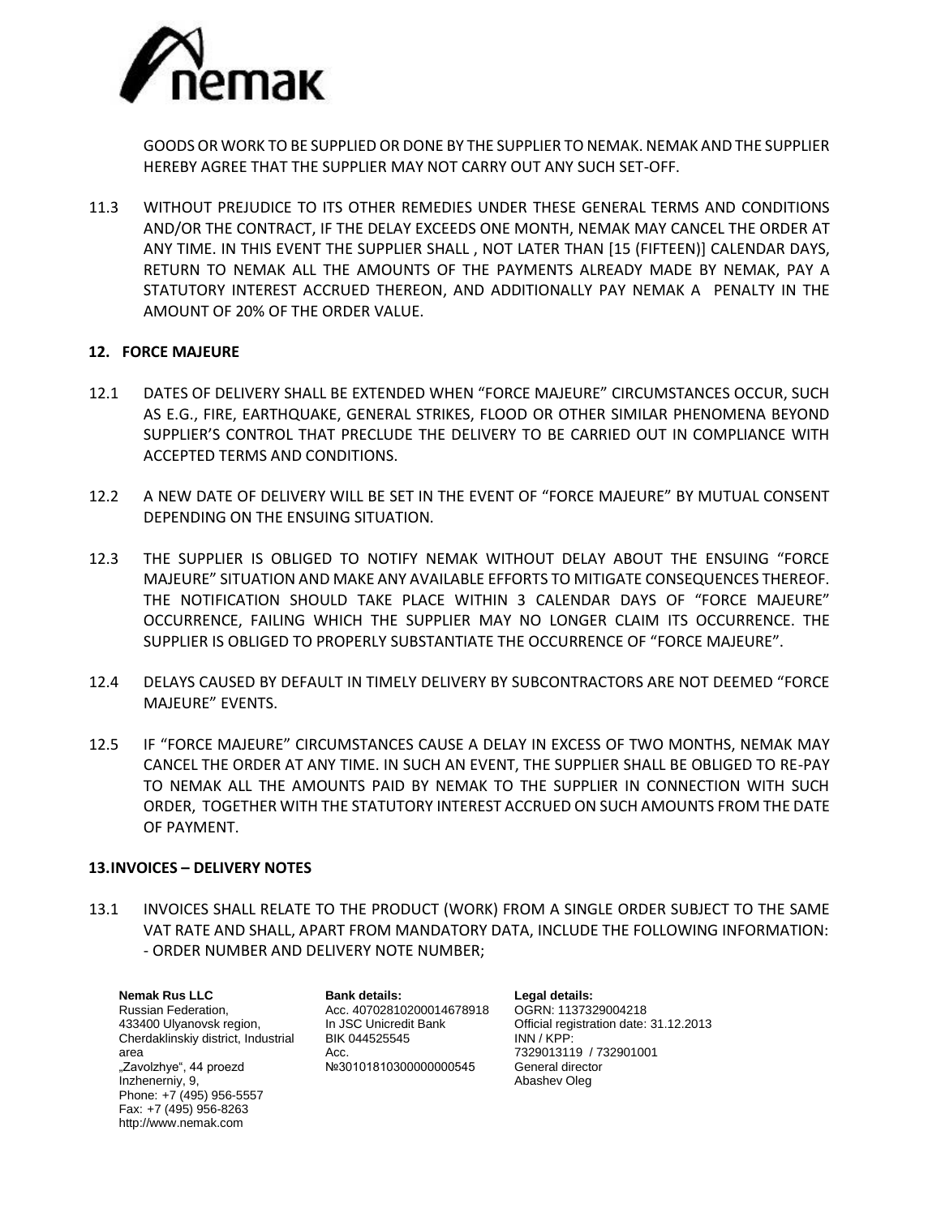GOODS OR WORK TO BE SUPPLIED OR DONE BY THE SUPPLIER TO NEMAK. NEMAK AND THE SUPPLIER HEREBY AGREE THAT THE SUPPLIER MAY NOT CARRY OUT ANY SUCH SET-OFF.

11.3 WITHOUT PREJUDICE TO ITS OTHER REMEDIES UNDER THESE GENERAL TERMS AND CONDITIONS AND/OR THE CONTRACT, IF THE DELAY EXCEEDS ONE MONTH, NEMAK MAY CANCEL THE ORDER AT ANY TIME. IN THIS EVENT THE SUPPLIER SHALL , NOT LATER THAN [15 (FIFTEEN)] CALENDAR DAYS, RETURN TO NEMAK ALL THE AMOUNTS OF THE PAYMENTS ALREADY MADE BY NEMAK, PAY A STATUTORY INTEREST ACCRUED THEREON, AND ADDITIONALLY PAY NEMAK A PENALTY IN THE AMOUNT OF 20% OF THE ORDER VALUE.

**12. FORCE MAJEURE**

12.1 DATES OF DELIVERY SHALL BE EXTENDED WHEN "FORCE MAJEURE" CIRCUMSTANCES OCCUR, SUCH AS E.G., FIRE, EARTHQUAKE, GENERAL STRIKES, FLOOD OR OTHER SIMILAR PHENOMENA BEYOND SUPPLIER'S CONTROL THAT PRECLUDE THE DELIVERY TO BE CARRIED OUT IN COMPLIANCE WITH ACCEPTED TERMS AND CONDITIONS.

12.2 A NEW DATE OF DELIVERY WILL BE SET IN THE EVENT OF "FORCE MAJEURE" BY MUTUAL CONSENT DEPENDING ON THE ENSUING SITUATION.

12.3 THE SUPPLIER IS OBLIGED TO NOTIFY NEMAK WITHOUT DELAY ABOUT THE ENSUING "FORCE MAJEURE" SITUATION AND MAKE ANY AVAILABLE EFFORTS TO MITIGATE CONSEQUENCES THEREOF. THE NOTIFICATION SHOULD TAKE PLACE WITHIN 3 CALENDAR DAYS OF "FORCE MAJEURE" OCCURRENCE, FAILING WHICH THE SUPPLIER MAY NO LONGER CLAIM ITS OCCURRENCE. THE SUPPLIER IS OBLIGED TO PROPERLY SUBSTANTIATE THE OCCURRENCE OF "FORCE MAJEURE".

12.4 DELAYS CAUSED BY DEFAULT IN TIMELY DELIVERY BY SUBCONTRACTORS ARE NOT DEEMED "FORCE MAJEURE" EVENTS.

12.5 IF "FORCE MAJEURE" CIRCUMSTANCES CAUSE A DELAY IN EXCESS OF TWO MONTHS, NEMAK MAY CANCEL THE ORDER AT ANY TIME. IN SUCH AN EVENT, THE SUPPLIER SHALL BE OBLIGED TO RE-PAY TO NEMAK ALL THE AMOUNTS PAID BY NEMAK TO THE SUPPLIER IN CONNECTION WITH SUCH ORDER, TOGETHER WITH THE STATUTORY INTEREST ACCRUED ON SUCH AMOUNTS FROM THE DATE OF PAYMENT.

**13. INVOICES – DELIVERY NOTES**

13.1 INVOICES SHALL RELATE TO THE PRODUCT (WORK) FROM A SINGLE ORDER SUBJECT TO THE SAME VAT RATE AND SHALL, APART FROM MANDATORY DATA, INCLUDE THE FOLLOWING INFORMATION:
- ORDER NUMBER AND DELIVERY NOTE NUMBER;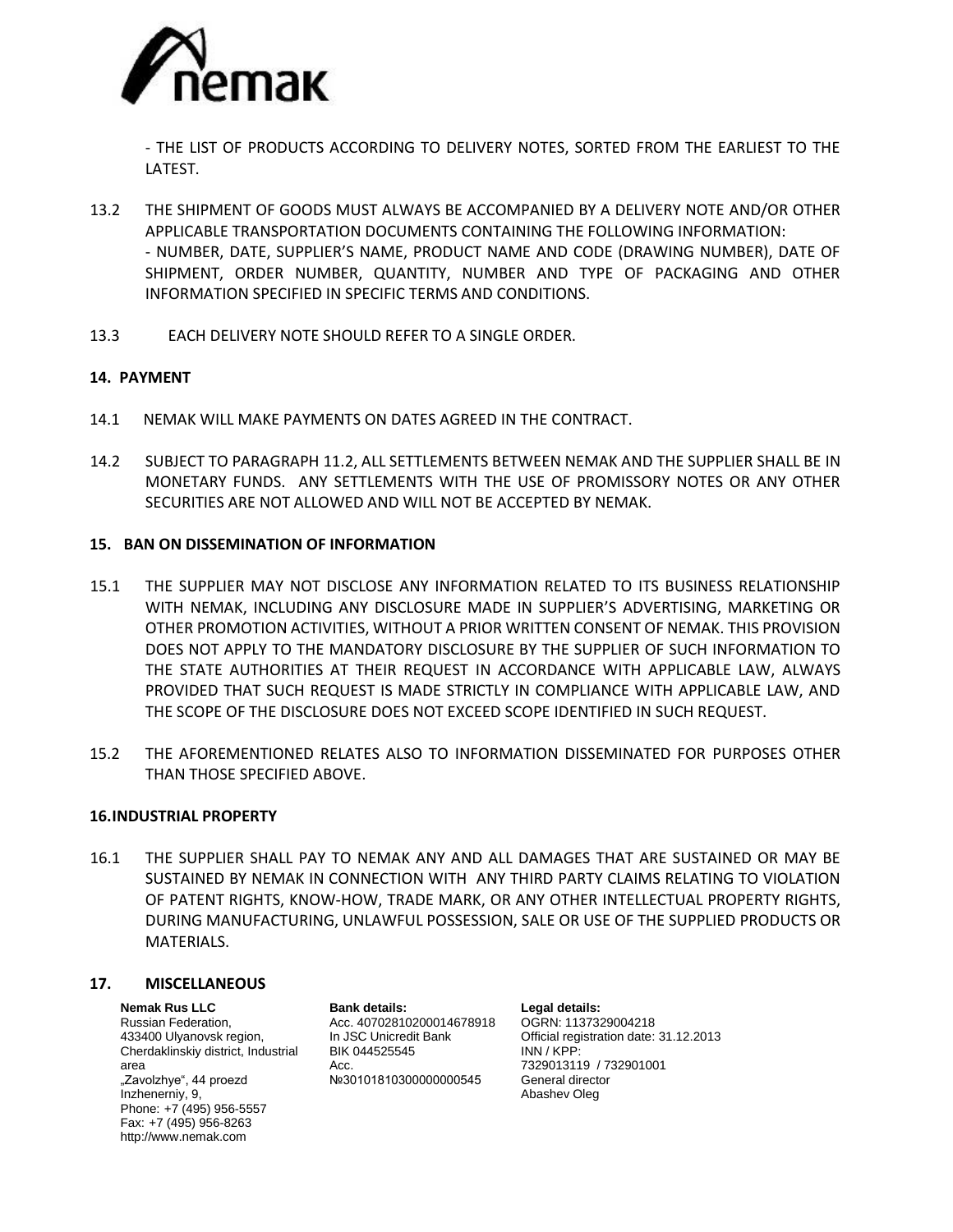- THE LIST OF PRODUCTS ACCORDING TO DELIVERY NOTES, SORTED FROM THE EARLIEST TO THE LATEST.

13.2 THE SHIPMENT OF GOODS MUST ALWAYS BE ACCOMPANIED BY A DELIVERY NOTE AND/OR OTHER APPLICABLE TRANSPORTATION DOCUMENTS CONTAINING THE FOLLOWING INFORMATION:
- NUMBER, DATE, SUPPLIER'S NAME, PRODUCT NAME AND CODE (DRAWING NUMBER), DATE OF SHIPMENT, ORDER NUMBER, QUANTITY, NUMBER AND TYPE OF PACKAGING AND OTHER INFORMATION SPECIFIED IN SPECIFIC TERMS AND CONDITIONS.

13.3 EACH DELIVERY NOTE SHOULD REFER TO A SINGLE ORDER.

**14. PAYMENT**

14.1 NEMAK WILL MAKE PAYMENTS ON DATES AGREED IN THE CONTRACT.

14.2 SUBJECT TO PARAGRAPH 11.2, ALL SETTLEMENTS BETWEEN NEMAK AND THE SUPPLIER SHALL BE IN MONETARY FUNDS. ANY SETTLEMENTS WITH THE USE OF PROMISSORY NOTES OR ANY OTHER SECURITIES ARE NOT ALLOWED AND WILL NOT BE ACCEPTED BY NEMAK.

**15. BAN ON DISSEMINATION OF INFORMATION**

15.1 THE SUPPLIER MAY NOT DISCLOSE ANY INFORMATION RELATED TO ITS BUSINESS RELATIONSHIP WITH NEMAK, INCLUDING ANY DISCLOSURE MADE IN SUPPLIER'S ADVERTISING, MARKETING OR OTHER PROMOTION ACTIVITIES, WITHOUT A PRIOR WRITTEN CONSENT OF NEMAK. THIS PROVISION DOES NOT APPLY TO THE MANDATORY DISCLOSURE BY THE SUPPLIER OF SUCH INFORMATION TO THE STATE AUTHORITIES AT THEIR REQUEST IN ACCORDANCE WITH APPLICABLE LAW, ALWAYS PROVIDED THAT SUCH REQUEST IS MADE STRICTLY IN COMPLIANCE WITH APPLICABLE LAW, AND THE SCOPE OF THE DISCLOSURE DOES NOT EXCEED SCOPE IDENTIFIED IN SUCH REQUEST.

15.2 THE AFOREMENTIONED RELATES ALSO TO INFORMATION DISSEMINATED FOR PURPOSES OTHER THAN THOSE SPECIFIED ABOVE.

**16. INDUSTRIAL PROPERTY**

16.1 THE SUPPLIER SHALL PAY TO NEMAK ANY AND ALL DAMAGES THAT ARE SUSTAINED OR MAY BE SUSTAINED BY NEMAK IN CONNECTION WITH ANY THIRD PARTY CLAIMS RELATING TO VIOLATION OF PATENT RIGHTS, KNOW-HOW, TRADE MARK, OR ANY OTHER INTELLECTUAL PROPERTY RIGHTS, DURING MANUFACTURING, UNLAWFUL POSSESSION, SALE OR USE OF THE SUPPLIED PRODUCTS OR MATERIALS.

**17. MISCELLANEOUS**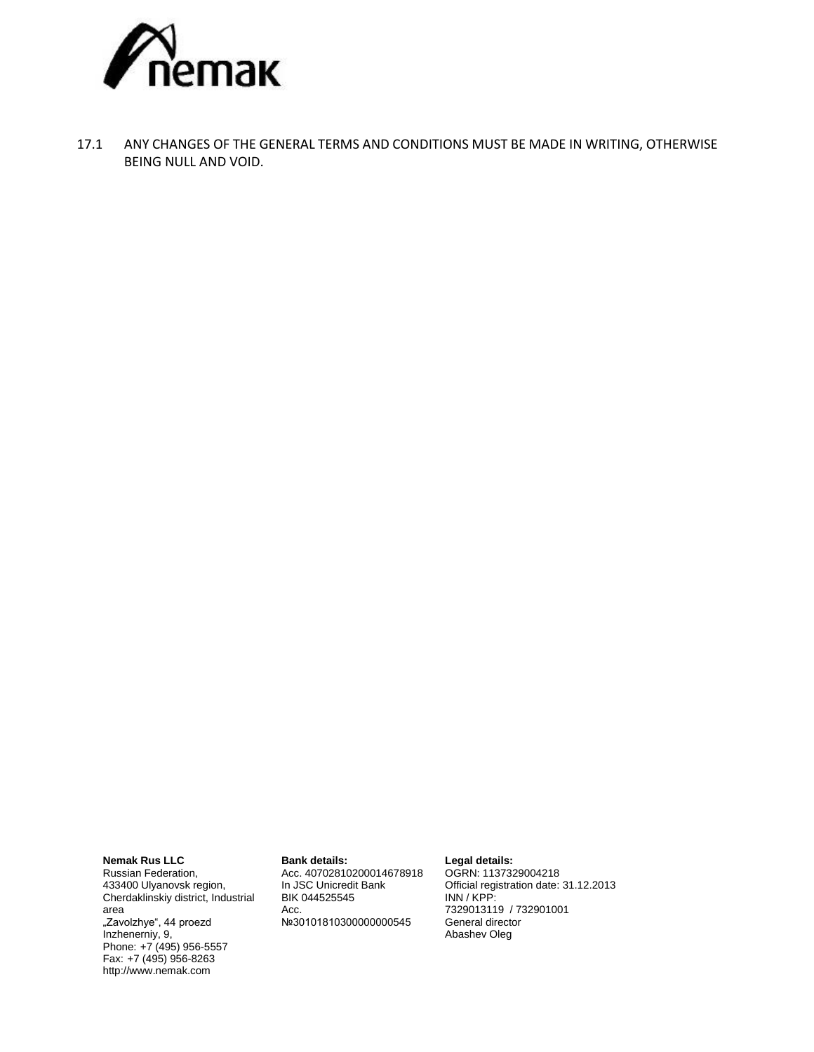17.1 ANY CHANGES OF THE GENERAL TERMS AND CONDITIONS MUST BE MADE IN WRITING, OTHERWISE BEING NULL AND VOID.